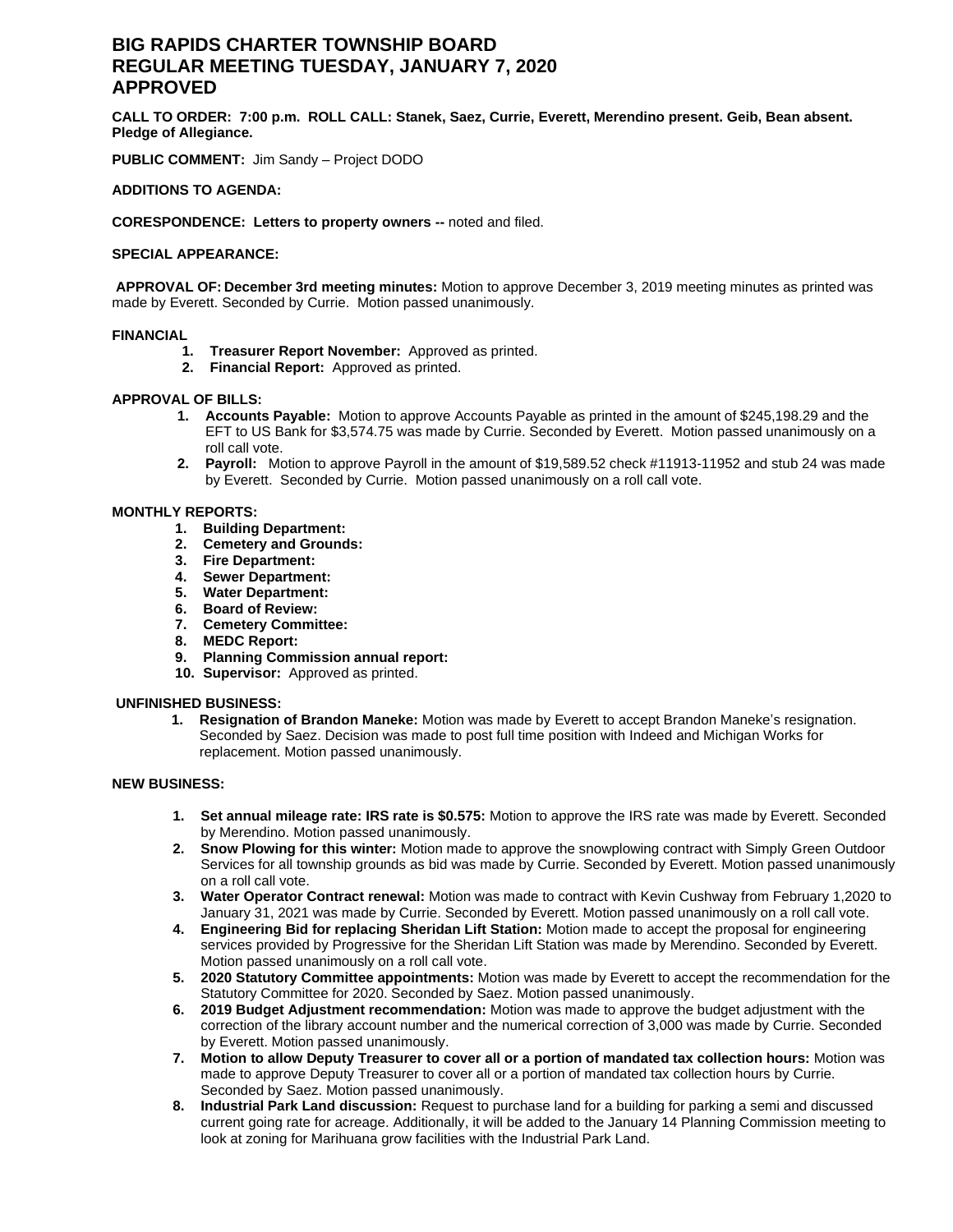# BIG RAPIDS CHARTER TOWNSHIP BOARD
# REGULAR MEETING TUESDAY, JANUARY 7, 2020
# APPROVED

**CALL TO ORDER: 7:00 p.m. ROLL CALL: Stanek, Saez, Currie, Everett, Merendino present. Geib, Bean absent. Pledge of Allegiance.**

**PUBLIC COMMENT:** Jim Sandy – Project DODO

**ADDITIONS TO AGENDA:**

**CORESPONDENCE: Letters to property owners --** noted and filed.

**SPECIAL APPEARANCE:**

**APPROVAL OF: December 3rd meeting minutes:** Motion to approve December 3, 2019 meeting minutes as printed was made by Everett. Seconded by Currie. Motion passed unanimously.

**FINANCIAL**

1. **Treasurer Report November:** Approved as printed.
2. **Financial Report:** Approved as printed.

**APPROVAL OF BILLS:**

1. **Accounts Payable:** Motion to approve Accounts Payable as printed in the amount of $245,198.29 and the EFT to US Bank for $3,574.75 was made by Currie. Seconded by Everett. Motion passed unanimously on a roll call vote.
2. **Payroll:** Motion to approve Payroll in the amount of $19,589.52 check #11913-11952 and stub 24 was made by Everett. Seconded by Currie. Motion passed unanimously on a roll call vote.

**MONTHLY REPORTS:**

1. **Building Department:**
2. **Cemetery and Grounds:**
3. **Fire Department:**
4. **Sewer Department:**
5. **Water Department:**
6. **Board of Review:**
7. **Cemetery Committee:**
8. **MEDC Report:**
9. **Planning Commission annual report:**
10. **Supervisor:** Approved as printed.

**UNFINISHED BUSINESS:**

1. **Resignation of Brandon Maneke:** Motion was made by Everett to accept Brandon Maneke's resignation. Seconded by Saez. Decision was made to post full time position with Indeed and Michigan Works for replacement. Motion passed unanimously.

**NEW BUSINESS:**

1. **Set annual mileage rate: IRS rate is $0.575:** Motion to approve the IRS rate was made by Everett. Seconded by Merendino. Motion passed unanimously.
2. **Snow Plowing for this winter:** Motion made to approve the snowplowing contract with Simply Green Outdoor Services for all township grounds as bid was made by Currie. Seconded by Everett. Motion passed unanimously on a roll call vote.
3. **Water Operator Contract renewal:** Motion was made to contract with Kevin Cushway from February 1,2020 to January 31, 2021 was made by Currie. Seconded by Everett. Motion passed unanimously on a roll call vote.
4. **Engineering Bid for replacing Sheridan Lift Station:** Motion made to accept the proposal for engineering services provided by Progressive for the Sheridan Lift Station was made by Merendino. Seconded by Everett. Motion passed unanimously on a roll call vote.
5. **2020 Statutory Committee appointments:** Motion was made by Everett to accept the recommendation for the Statutory Committee for 2020. Seconded by Saez. Motion passed unanimously.
6. **2019 Budget Adjustment recommendation:** Motion was made to approve the budget adjustment with the correction of the library account number and the numerical correction of 3,000 was made by Currie. Seconded by Everett. Motion passed unanimously.
7. **Motion to allow Deputy Treasurer to cover all or a portion of mandated tax collection hours:** Motion was made to approve Deputy Treasurer to cover all or a portion of mandated tax collection hours by Currie. Seconded by Saez. Motion passed unanimously.
8. **Industrial Park Land discussion:** Request to purchase land for a building for parking a semi and discussed current going rate for acreage. Additionally, it will be added to the January 14 Planning Commission meeting to look at zoning for Marihuana grow facilities with the Industrial Park Land.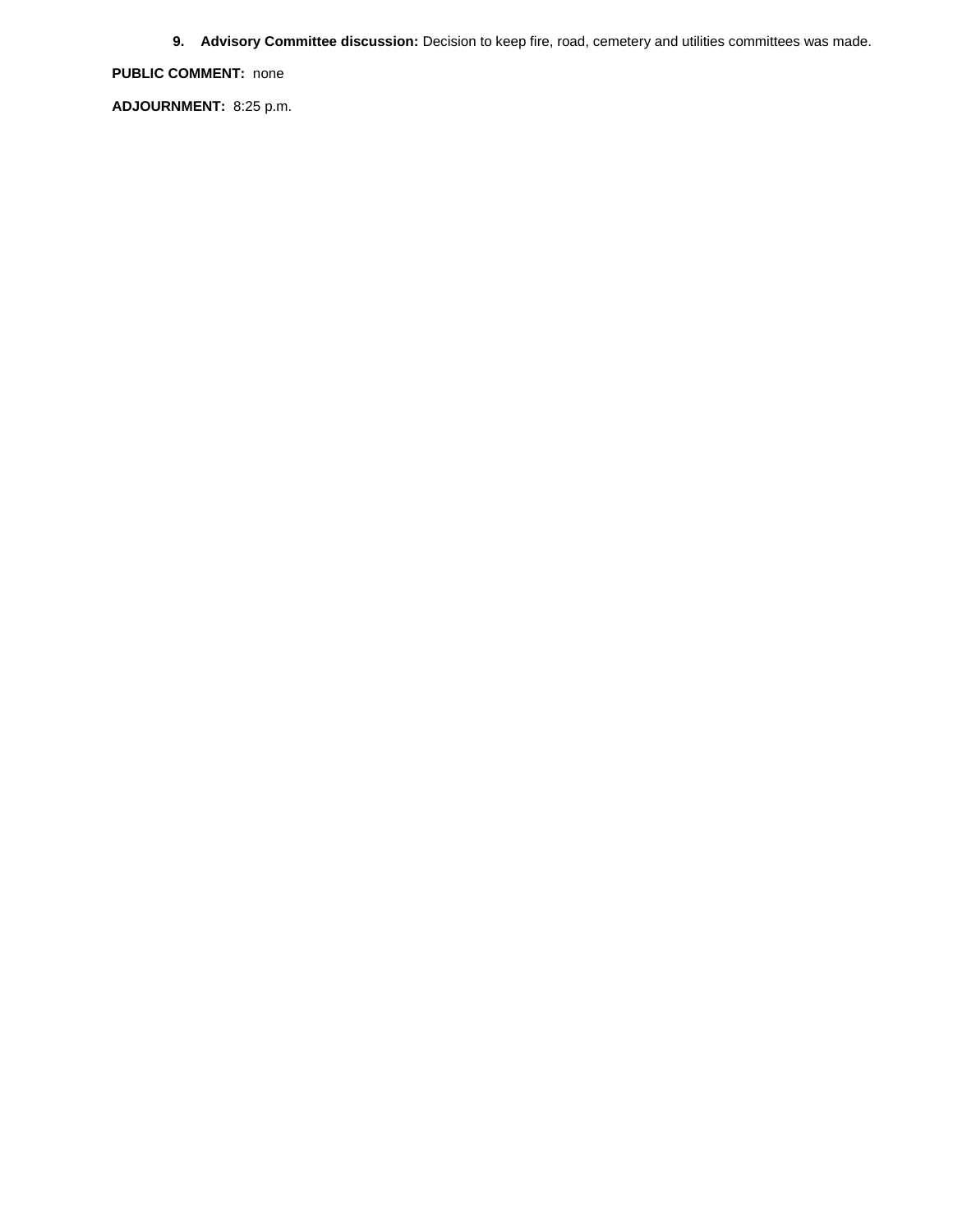9. **Advisory Committee discussion:** Decision to keep fire, road, cemetery and utilities committees was made.

**PUBLIC COMMENT:** none

**ADJOURNMENT:** 8:25 p.m.